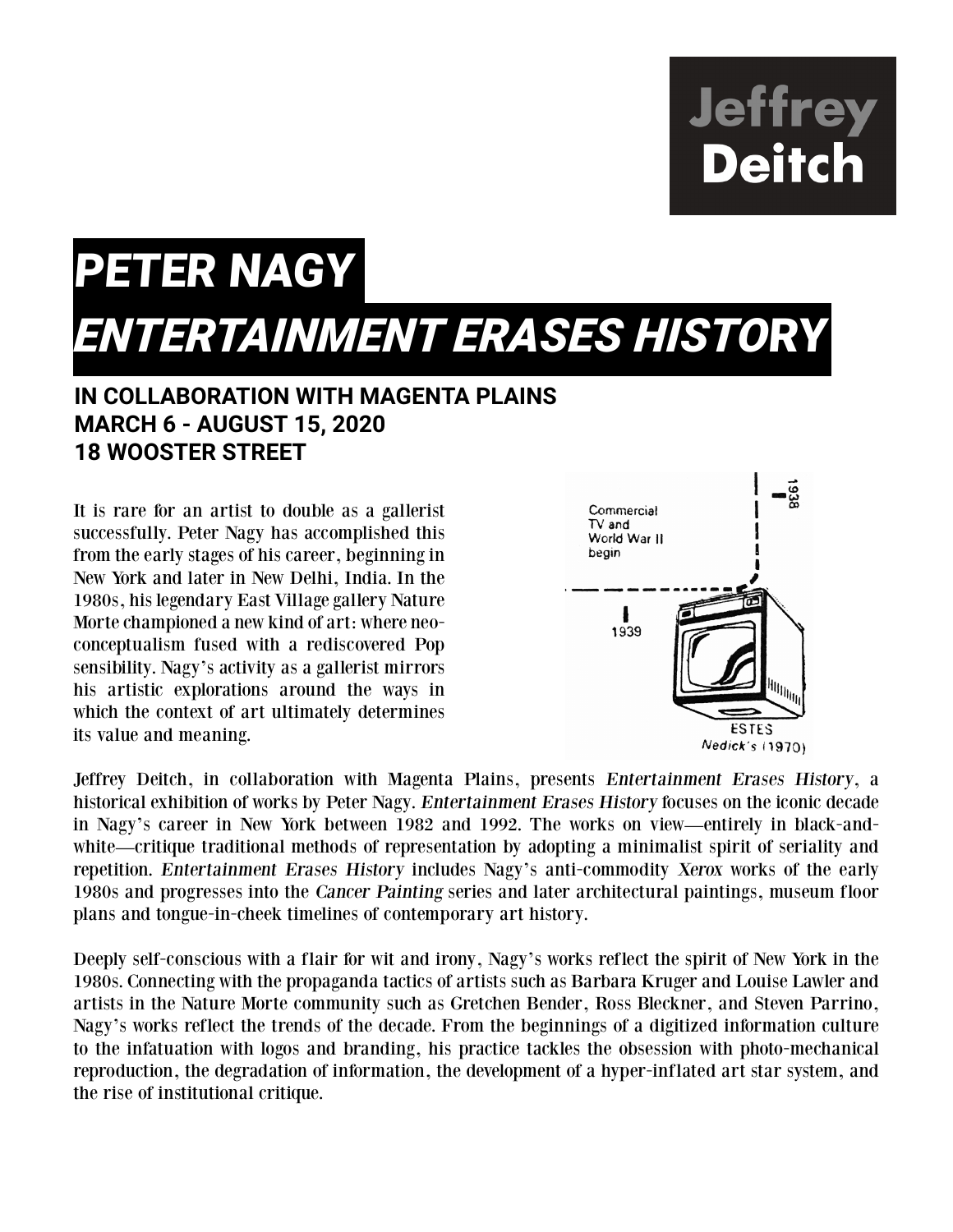Jeffrey
Deitch

# *PETER NAGY*
# *ENTERTAINMENT ERASES HISTORY*

**IN COLLABORATION WITH MAGENTA PLAINS**
**MARCH 6 - AUGUST 15, 2020**
**18 WOOSTER STREET**

It is rare for an artist to double as a gallerist successfully. Peter Nagy has accomplished this from the early stages of his career, beginning in New York and later in New Delhi, India. In the 1980s, his legendary East Village gallery Nature Morte championed a new kind of art: where neo-conceptualism fused with a rediscovered Pop sensibility. Nagy's activity as a gallerist mirrors his artistic explorations around the ways in which the context of art ultimately determines its value and meaning.

Jeffrey Deitch, in collaboration with Magenta Plains, presents *Entertainment Erases History*, a historical exhibition of works by Peter Nagy. *Entertainment Erases History* focuses on the iconic decade in Nagy's career in New York between 1982 and 1992. The works on view—entirely in black-and-white—critique traditional methods of representation by adopting a minimalist spirit of seriality and repetition. *Entertainment Erases History* includes Nagy's anti-commodity *Xerox* works of the early 1980s and progresses into the *Cancer Painting* series and later architectural paintings, museum floor plans and tongue-in-cheek timelines of contemporary art history.

Deeply self-conscious with a flair for wit and irony, Nagy's works reflect the spirit of New York in the 1980s. Connecting with the propaganda tactics of artists such as Barbara Kruger and Louise Lawler and artists in the Nature Morte community such as Gretchen Bender, Ross Bleckner, and Steven Parrino, Nagy's works reflect the trends of the decade. From the beginnings of a digitized information culture to the infatuation with logos and branding, his practice tackles the obsession with photo-mechanical reproduction, the degradation of information, the development of a hyper-inflated art star system, and the rise of institutional critique.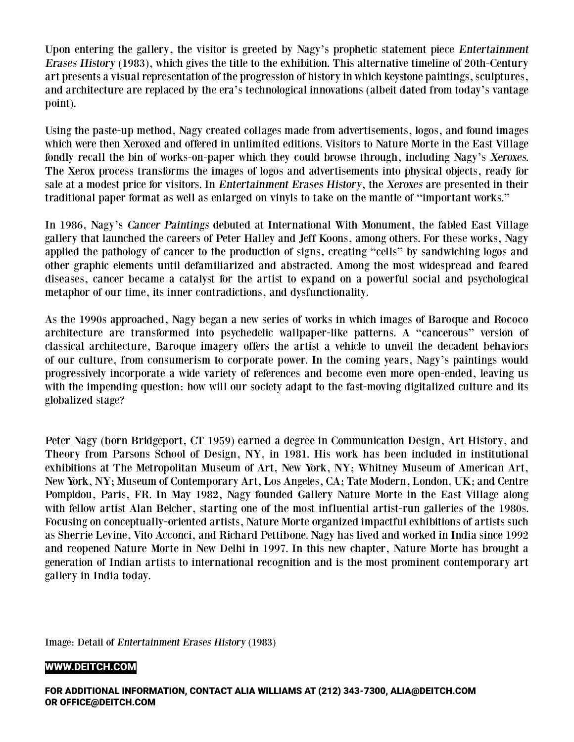Upon entering the gallery, the visitor is greeted by Nagy's prophetic statement piece *Entertainment Erases History* (1983), which gives the title to the exhibition. This alternative timeline of 20th-Century art presents a visual representation of the progression of history in which keystone paintings, sculptures, and architecture are replaced by the era's technological innovations (albeit dated from today's vantage point).

Using the paste-up method, Nagy created collages made from advertisements, logos, and found images which were then Xeroxed and offered in unlimited editions. Visitors to Nature Morte in the East Village fondly recall the bin of works-on-paper which they could browse through, including Nagy's *Xeroxes*. The Xerox process transforms the images of logos and advertisements into physical objects, ready for sale at a modest price for visitors. In *Entertainment Erases History*, the *Xeroxes* are presented in their traditional paper format as well as enlarged on vinyls to take on the mantle of "important works."

In 1986, Nagy's *Cancer Paintings* debuted at International With Monument, the fabled East Village gallery that launched the careers of Peter Halley and Jeff Koons, among others. For these works, Nagy applied the pathology of cancer to the production of signs, creating "cells" by sandwiching logos and other graphic elements until defamiliarized and abstracted. Among the most widespread and feared diseases, cancer became a catalyst for the artist to expand on a powerful social and psychological metaphor of our time, its inner contradictions, and dysfunctionality.

As the 1990s approached, Nagy began a new series of works in which images of Baroque and Rococo architecture are transformed into psychedelic wallpaper-like patterns. A "cancerous" version of classical architecture, Baroque imagery offers the artist a vehicle to unveil the decadent behaviors of our culture, from consumerism to corporate power. In the coming years, Nagy's paintings would progressively incorporate a wide variety of references and become even more open-ended, leaving us with the impending question: how will our society adapt to the fast-moving digitalized culture and its globalized stage?

Peter Nagy (born Bridgeport, CT 1959) earned a degree in Communication Design, Art History, and Theory from Parsons School of Design, NY, in 1981. His work has been included in institutional exhibitions at The Metropolitan Museum of Art, New York, NY; Whitney Museum of American Art, New York, NY; Museum of Contemporary Art, Los Angeles, CA; Tate Modern, London, UK; and Centre Pompidou, Paris, FR. In May 1982, Nagy founded Gallery Nature Morte in the East Village along with fellow artist Alan Belcher, starting one of the most influential artist-run galleries of the 1980s. Focusing on conceptually-oriented artists, Nature Morte organized impactful exhibitions of artists such as Sherrie Levine, Vito Acconci, and Richard Pettibone. Nagy has lived and worked in India since 1992 and reopened Nature Morte in New Delhi in 1997. In this new chapter, Nature Morte has brought a generation of Indian artists to international recognition and is the most prominent contemporary art gallery in India today.

Image: Detail of *Entertainment Erases History* (1983)

**WWW.DEITCH.COM**

**FOR ADDITIONAL INFORMATION, CONTACT ALIA WILLIAMS AT (212) 343-7300, ALIA@DEITCH.COM OR OFFICE@DEITCH.COM**